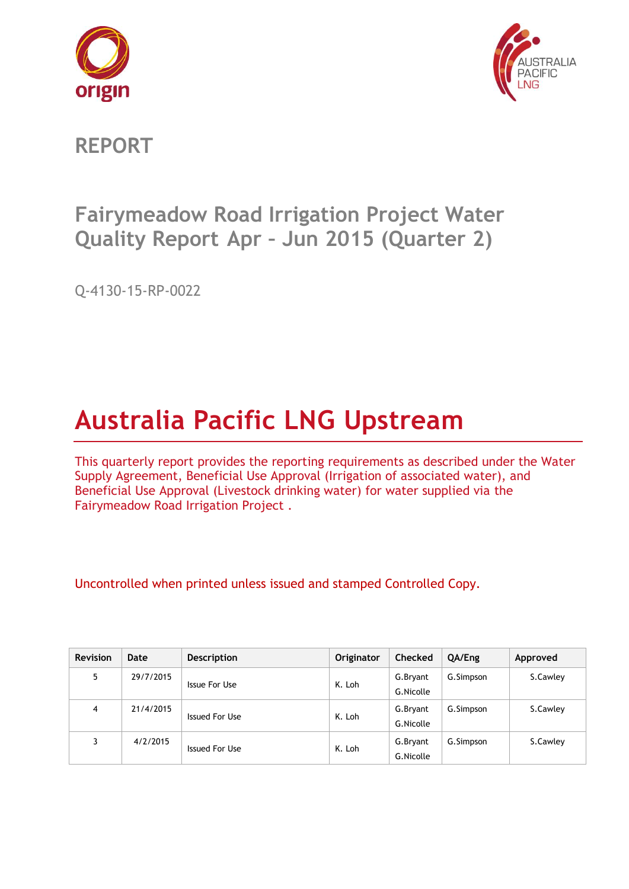# REPORT

## Fairymeadow Road Irrigation Project Water Quality Report Apr – Jun 2015 (Quarter 2)

Q-4130-15-RP-0022

# Australia Pacific LNG Upstream

This quarterly report provides the reporting requirements as described under the Water Supply Agreement, Beneficial Use Approval (Irrigation of associated water), and Beneficial Use Approval (Livestock drinking water) for water supplied via the Fairymeadow Road Irrigation Project .

Uncontrolled when printed unless issued and stamped Controlled Copy.

| Revision | Date | Description | Originator | Checked | QA/Eng | Approved |
|---|---|---|---|---|---|---|
| 5 | 29/7/2015 | Issue For Use | K. Loh | G.Bryant<br>G.Nicolle | G.Simpson | S.Cawley |
| 4 | 21/4/2015 | Issued For Use | K. Loh | G.Bryant<br>G.Nicolle | G.Simpson | S.Cawley |
| 3 | 4/2/2015 | Issued For Use | K. Loh | G.Bryant<br>G.Nicolle | G.Simpson | S.Cawley |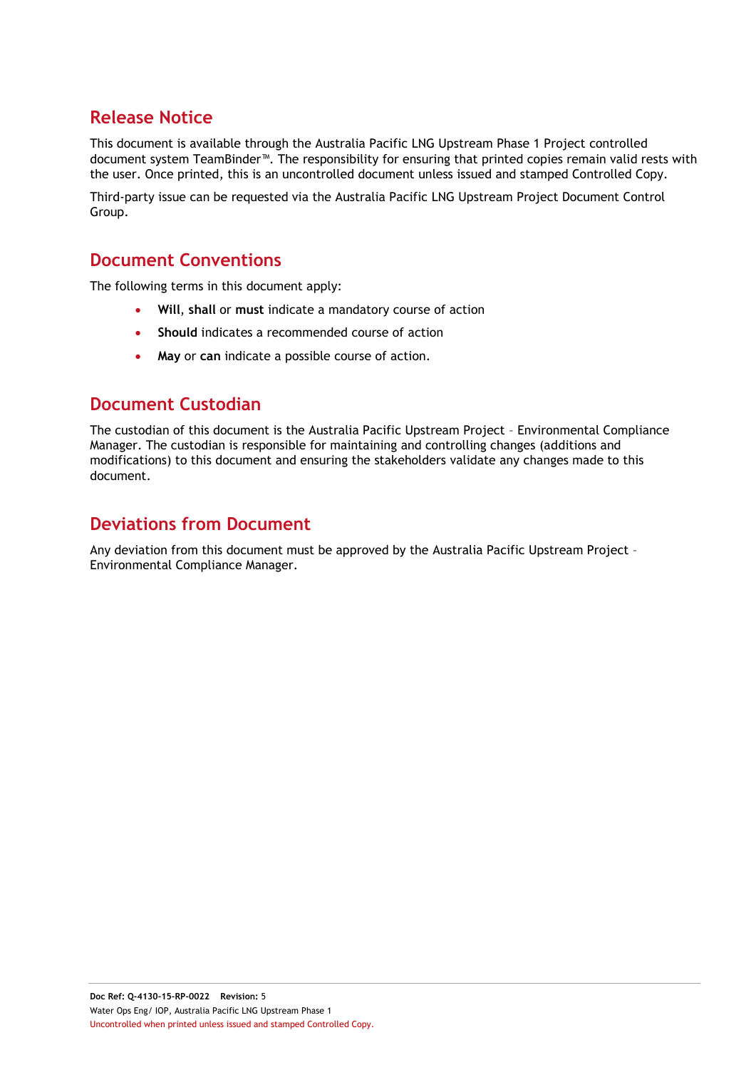## Release Notice

This document is available through the Australia Pacific LNG Upstream Phase 1 Project controlled document system TeamBinder™. The responsibility for ensuring that printed copies remain valid rests with the user. Once printed, this is an uncontrolled document unless issued and stamped Controlled Copy.

Third-party issue can be requested via the Australia Pacific LNG Upstream Project Document Control Group.

## Document Conventions

The following terms in this document apply:

- **Will**, **shall** or **must** indicate a mandatory course of action
- **Should** indicates a recommended course of action
- **May** or **can** indicate a possible course of action.

## Document Custodian

The custodian of this document is the Australia Pacific Upstream Project – Environmental Compliance Manager. The custodian is responsible for maintaining and controlling changes (additions and modifications) to this document and ensuring the stakeholders validate any changes made to this document.

## Deviations from Document

Any deviation from this document must be approved by the Australia Pacific Upstream Project – Environmental Compliance Manager.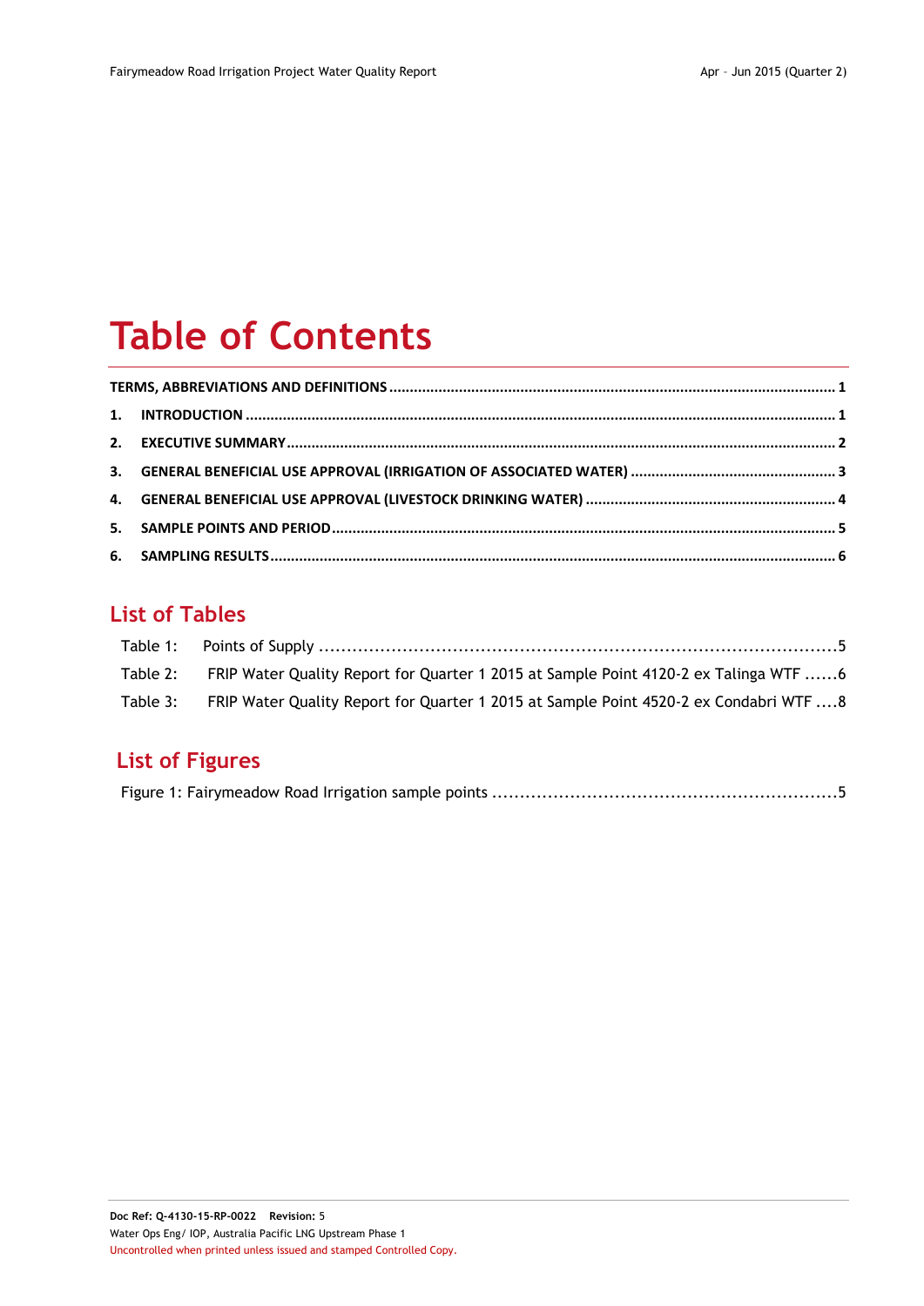# Table of Contents

TERMS, ABBREVIATIONS AND DEFINITIONS .......... 1

1. INTRODUCTION .......... 1
2. EXECUTIVE SUMMARY .......... 2
3. GENERAL BENEFICIAL USE APPROVAL (IRRIGATION OF ASSOCIATED WATER) .......... 3
4. GENERAL BENEFICIAL USE APPROVAL (LIVESTOCK DRINKING WATER) .......... 4
5. SAMPLE POINTS AND PERIOD .......... 5
6. SAMPLING RESULTS .......... 6

## List of Tables

Table 1: Points of Supply .......... 5

Table 2: FRIP Water Quality Report for Quarter 1 2015 at Sample Point 4120-2 ex Talinga WTF .......... 6

Table 3: FRIP Water Quality Report for Quarter 1 2015 at Sample Point 4520-2 ex Condabri WTF .......... 8

## List of Figures

Figure 1: Fairymeadow Road Irrigation sample points .......... 5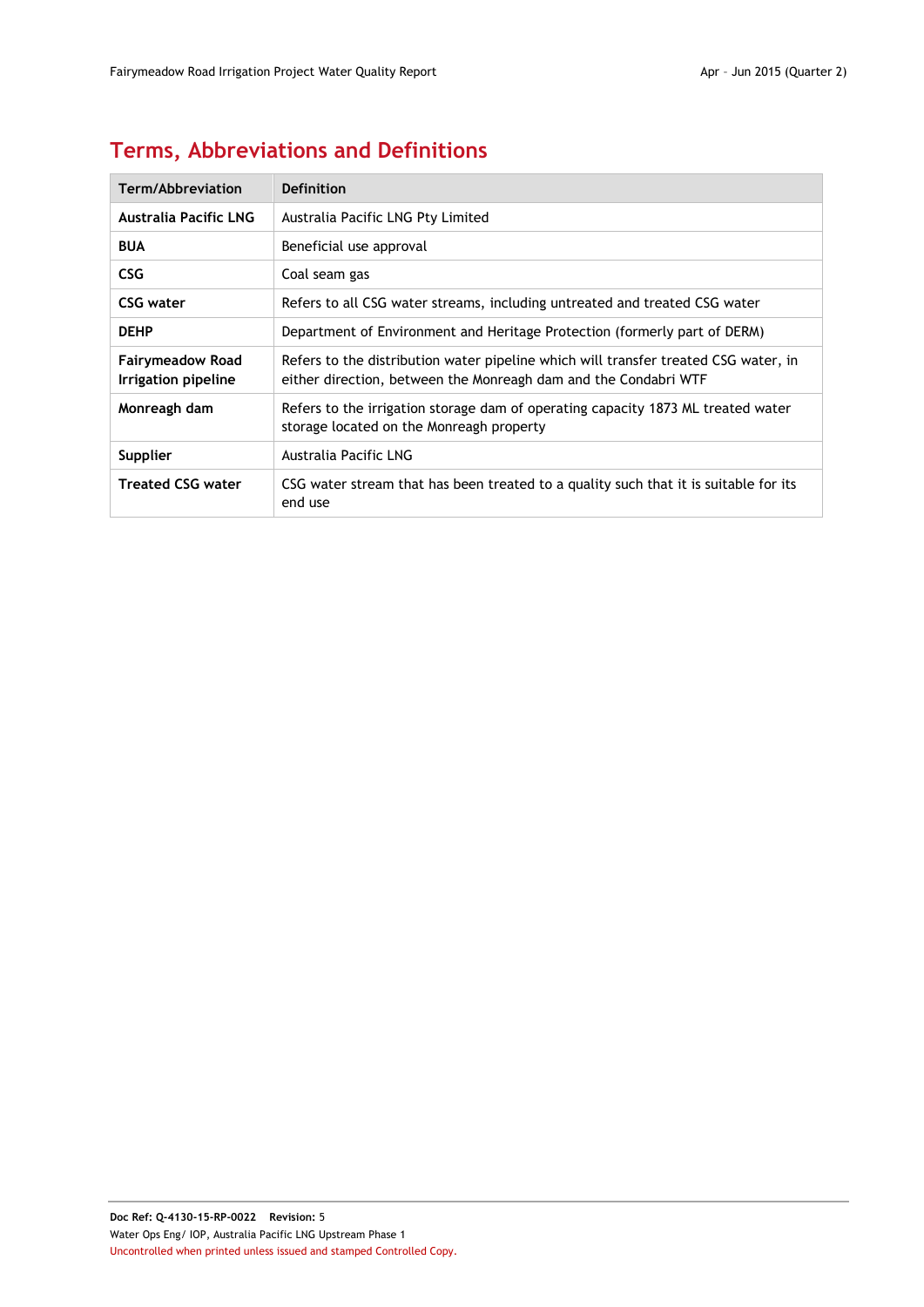## Terms, Abbreviations and Definitions

| Term/Abbreviation | Definition |
|---|---|
| **Australia Pacific LNG** | Australia Pacific LNG Pty Limited |
| **BUA** | Beneficial use approval |
| **CSG** | Coal seam gas |
| **CSG water** | Refers to all CSG water streams, including untreated and treated CSG water |
| **DEHP** | Department of Environment and Heritage Protection (formerly part of DERM) |
| **Fairymeadow Road Irrigation pipeline** | Refers to the distribution water pipeline which will transfer treated CSG water, in either direction, between the Monreagh dam and the Condabri WTF |
| **Monreagh dam** | Refers to the irrigation storage dam of operating capacity 1873 ML treated water storage located on the Monreagh property |
| **Supplier** | Australia Pacific LNG |
| **Treated CSG water** | CSG water stream that has been treated to a quality such that it is suitable for its end use |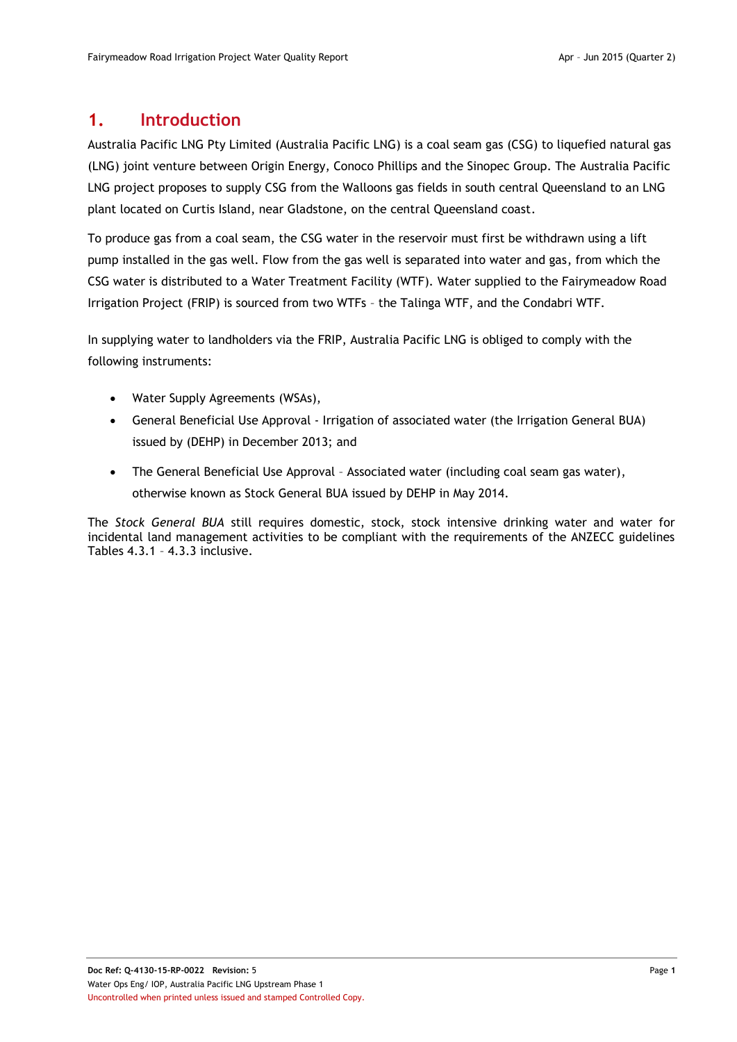# 1. Introduction

Australia Pacific LNG Pty Limited (Australia Pacific LNG) is a coal seam gas (CSG) to liquefied natural gas (LNG) joint venture between Origin Energy, Conoco Phillips and the Sinopec Group. The Australia Pacific LNG project proposes to supply CSG from the Walloons gas fields in south central Queensland to an LNG plant located on Curtis Island, near Gladstone, on the central Queensland coast.

To produce gas from a coal seam, the CSG water in the reservoir must first be withdrawn using a lift pump installed in the gas well. Flow from the gas well is separated into water and gas, from which the CSG water is distributed to a Water Treatment Facility (WTF). Water supplied to the Fairymeadow Road Irrigation Project (FRIP) is sourced from two WTFs – the Talinga WTF, and the Condabri WTF.

In supplying water to landholders via the FRIP, Australia Pacific LNG is obliged to comply with the following instruments:

- Water Supply Agreements (WSAs),
- General Beneficial Use Approval - Irrigation of associated water (the Irrigation General BUA) issued by (DEHP) in December 2013; and
- The General Beneficial Use Approval – Associated water (including coal seam gas water), otherwise known as Stock General BUA issued by DEHP in May 2014.

The *Stock General BUA* still requires domestic, stock, stock intensive drinking water and water for incidental land management activities to be compliant with the requirements of the ANZECC guidelines Tables 4.3.1 – 4.3.3 inclusive.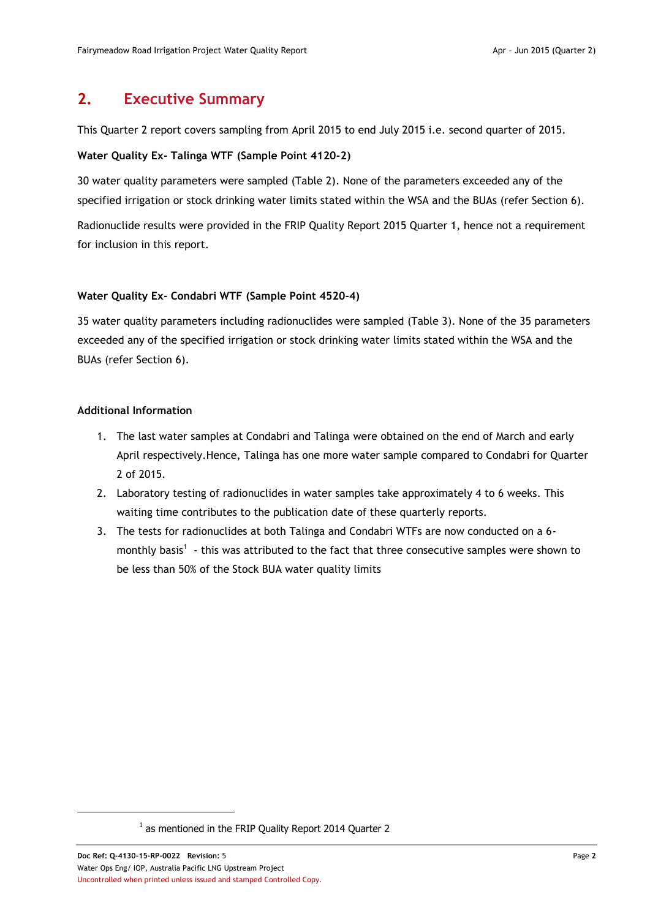## 2. Executive Summary

This Quarter 2 report covers sampling from April 2015 to end July 2015 i.e. second quarter of 2015.

**Water Quality Ex- Talinga WTF (Sample Point 4120-2)**

30 water quality parameters were sampled (Table 2). None of the parameters exceeded any of the specified irrigation or stock drinking water limits stated within the WSA and the BUAs (refer Section 6).

Radionuclide results were provided in the FRIP Quality Report 2015 Quarter 1, hence not a requirement for inclusion in this report.

**Water Quality Ex- Condabri WTF (Sample Point 4520-4)**

35 water quality parameters including radionuclides were sampled (Table 3). None of the 35 parameters exceeded any of the specified irrigation or stock drinking water limits stated within the WSA and the BUAs (refer Section 6).

**Additional Information**

1. The last water samples at Condabri and Talinga were obtained on the end of March and early April respectively.Hence, Talinga has one more water sample compared to Condabri for Quarter 2 of 2015.
2. Laboratory testing of radionuclides in water samples take approximately 4 to 6 weeks. This waiting time contributes to the publication date of these quarterly reports.
3. The tests for radionuclides at both Talinga and Condabri WTFs are now conducted on a 6-monthly basis[1] - this was attributed to the fact that three consecutive samples were shown to be less than 50% of the Stock BUA water quality limits

[1] as mentioned in the FRIP Quality Report 2014 Quarter 2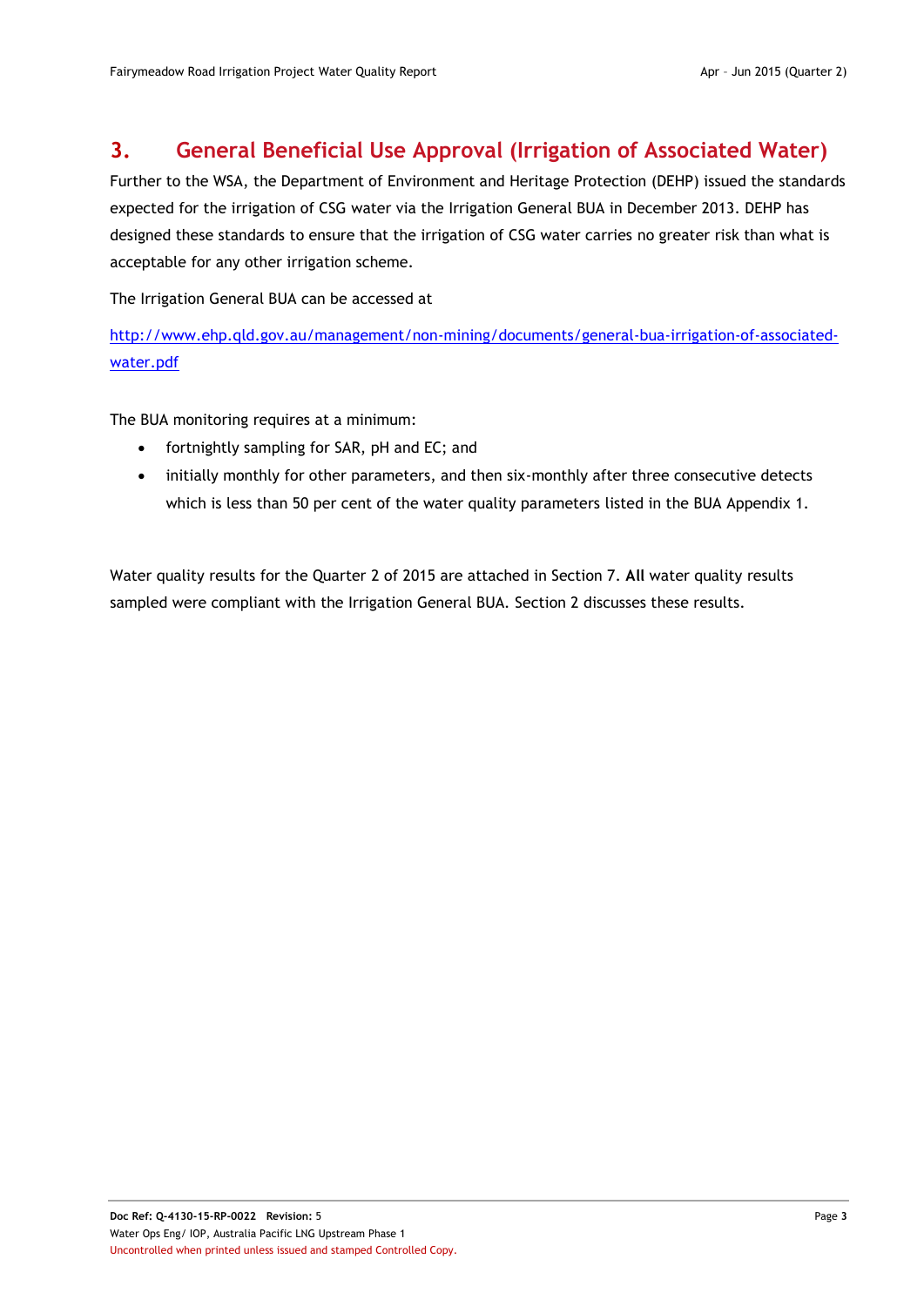# 3. General Beneficial Use Approval (Irrigation of Associated Water)

Further to the WSA, the Department of Environment and Heritage Protection (DEHP) issued the standards expected for the irrigation of CSG water via the Irrigation General BUA in December 2013. DEHP has designed these standards to ensure that the irrigation of CSG water carries no greater risk than what is acceptable for any other irrigation scheme.

The Irrigation General BUA can be accessed at

[http://www.ehp.qld.gov.au/management/non-mining/documents/general-bua-irrigation-of-associated-water.pdf](http://www.ehp.qld.gov.au/management/non-mining/documents/general-bua-irrigation-of-associated-water.pdf)

The BUA monitoring requires at a minimum:

- fortnightly sampling for SAR, pH and EC; and
- initially monthly for other parameters, and then six-monthly after three consecutive detects which is less than 50 per cent of the water quality parameters listed in the BUA Appendix 1.

Water quality results for the Quarter 2 of 2015 are attached in Section 7. **All** water quality results sampled were compliant with the Irrigation General BUA. Section 2 discusses these results.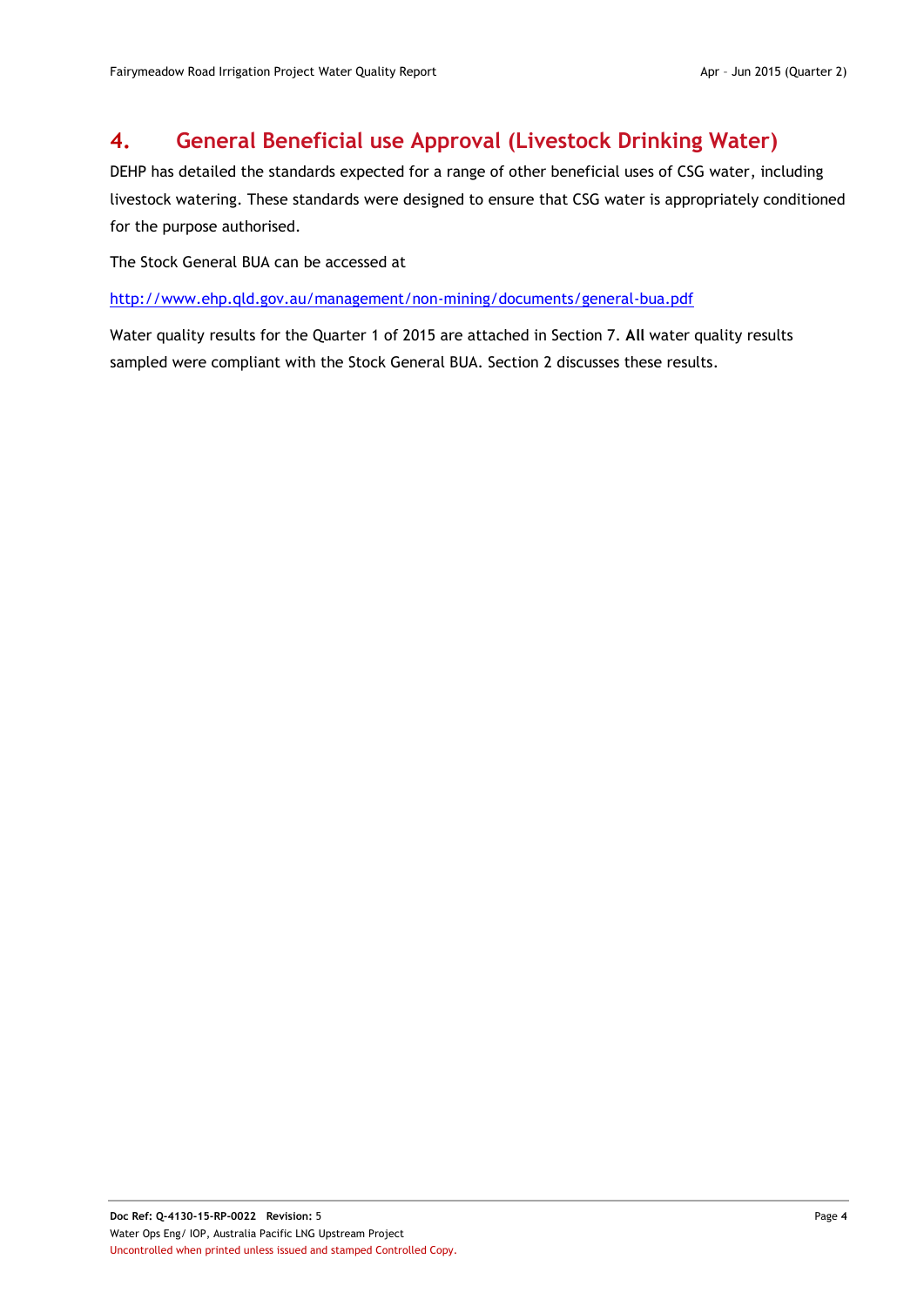# 4. General Beneficial use Approval (Livestock Drinking Water)

DEHP has detailed the standards expected for a range of other beneficial uses of CSG water, including livestock watering. These standards were designed to ensure that CSG water is appropriately conditioned for the purpose authorised.

The Stock General BUA can be accessed at

http://www.ehp.qld.gov.au/management/non-mining/documents/general-bua.pdf

Water quality results for the Quarter 1 of 2015 are attached in Section 7. **All** water quality results sampled were compliant with the Stock General BUA. Section 2 discusses these results.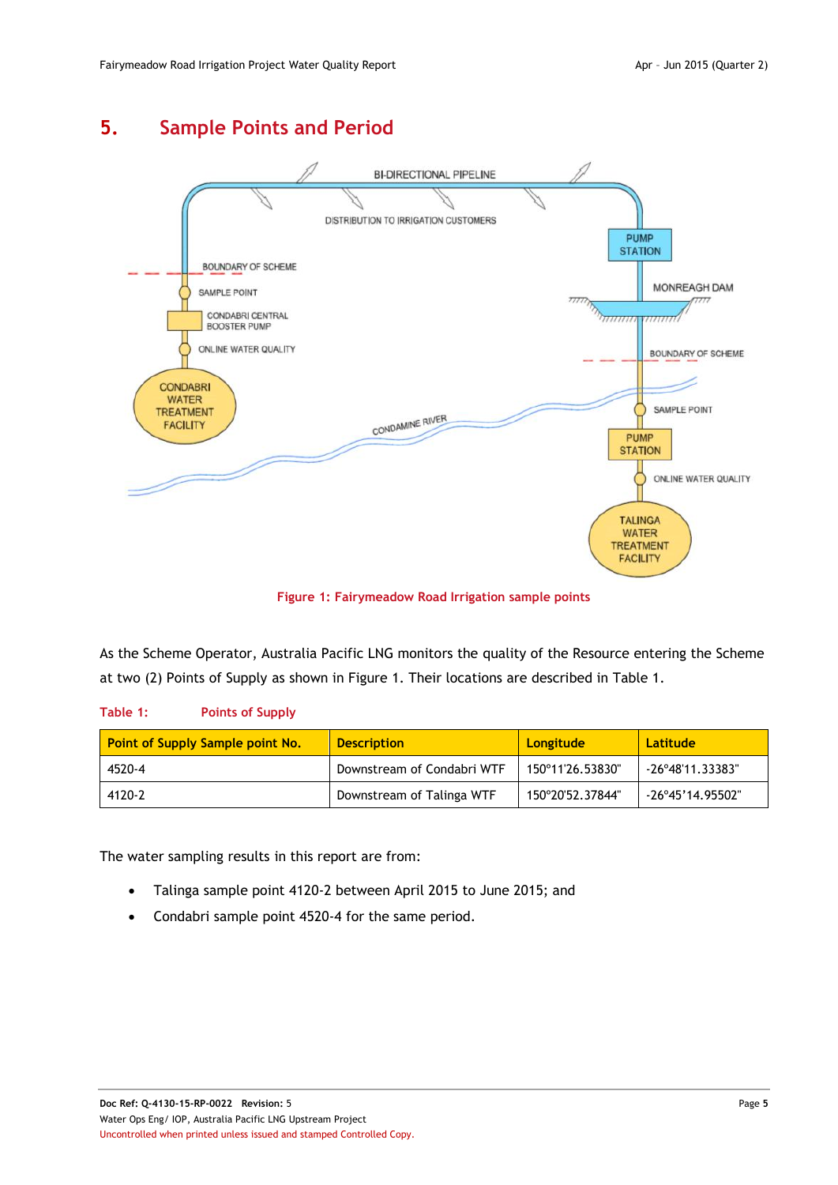# 5. Sample Points and Period

Figure 1: Fairymeadow Road Irrigation sample points

As the Scheme Operator, Australia Pacific LNG monitors the quality of the Resource entering the Scheme at two (2) Points of Supply as shown in Figure 1. Their locations are described in Table 1.

Table 1: Points of Supply

| Point of Supply Sample point No. | Description | Longitude | Latitude |
|---|---|---|---|
| 4520-4 | Downstream of Condabri WTF | 150°11'26.53830" | -26°48'11.33383" |
| 4120-2 | Downstream of Talinga WTF | 150°20'52.37844" | -26°45'14.95502" |

The water sampling results in this report are from:

- Talinga sample point 4120-2 between April 2015 to June 2015; and
- Condabri sample point 4520-4 for the same period.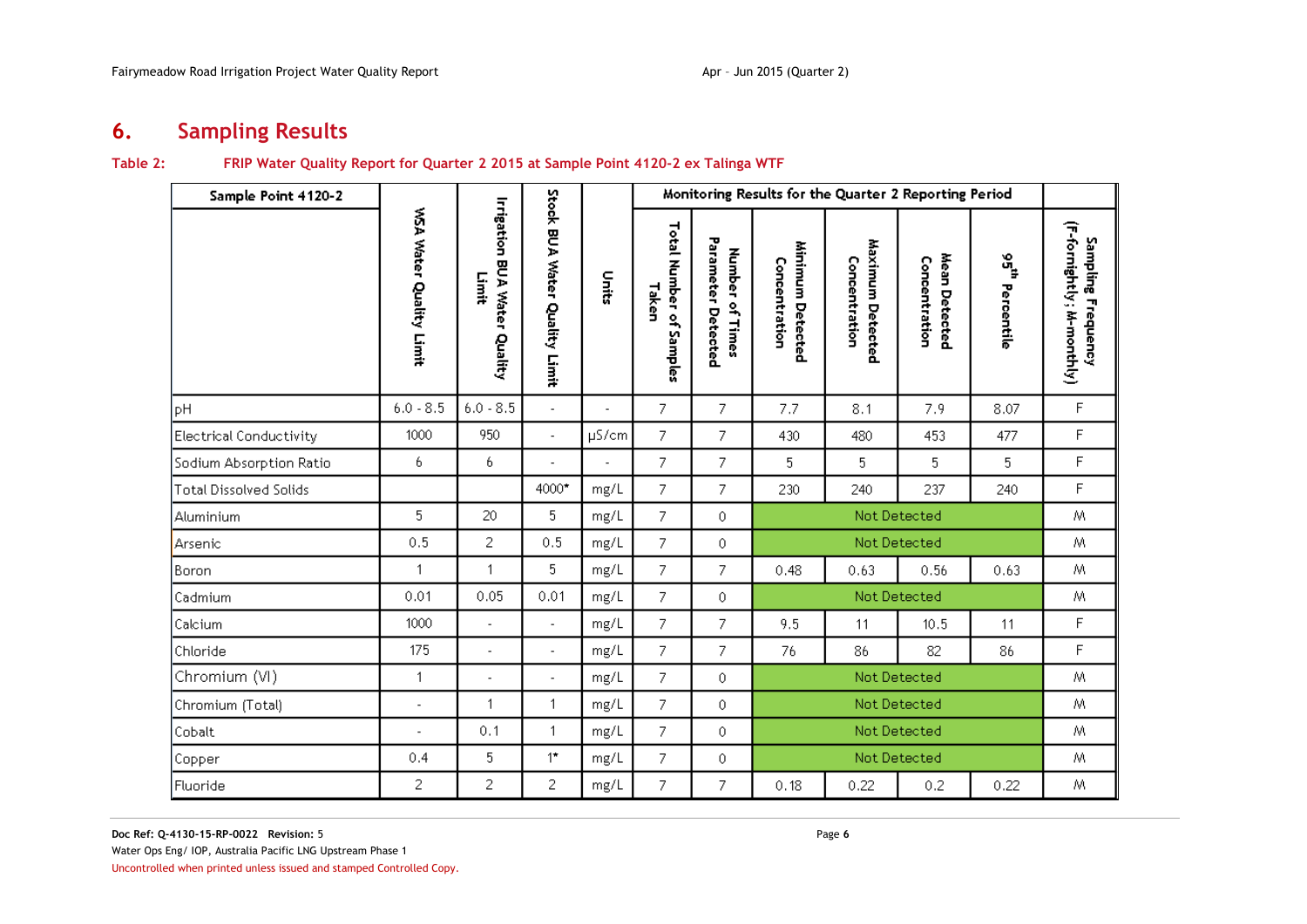# 6. Sampling Results

**Table 2: FRIP Water Quality Report for Quarter 2 2015 at Sample Point 4120-2 ex Talinga WTF**

| Sample Point 4120-2 | WSA Water Quality Limit | Irrigation BUA Water Quality Limit | Stock BUA Water Quality Limit | Units | Monitoring Results for the Quarter 2 Reporting Period | | | | | | Sampling Frequency (F-fortnightly; M-monthly) |
|---|---|---|---|---|---|---|---|---|---|---|---|
| | | | | | Total Number of Samples Taken | Number of Times Parameter Detected | Minimum Detected Concentration | Maximum Detected Concentration | Mean Detected Concentration | 95th Percentile | |
| pH | 6.0 - 8.5 | 6.0 - 8.5 | - | - | 7 | 7 | 7.7 | 8.1 | 7.9 | 8.07 | F |
| Electrical Conductivity | 1000 | 950 | - | µS/cm | 7 | 7 | 430 | 480 | 453 | 477 | F |
| Sodium Absorption Ratio | 6 | 6 | - | - | 7 | 7 | 5 | 5 | 5 | 5 | F |
| Total Dissolved Solids | | | 4000* | mg/L | 7 | 7 | 230 | 240 | 237 | 240 | F |
| Aluminium | 5 | 20 | 5 | mg/L | 7 | 0 | Not Detected | | | | M |
| Arsenic | 0.5 | 2 | 0.5 | mg/L | 7 | 0 | Not Detected | | | | M |
| Boron | 1 | 1 | 5 | mg/L | 7 | 7 | 0.48 | 0.63 | 0.56 | 0.63 | M |
| Cadmium | 0.01 | 0.05 | 0.01 | mg/L | 7 | 0 | Not Detected | | | | M |
| Calcium | 1000 | - | - | mg/L | 7 | 7 | 9.5 | 11 | 10.5 | 11 | F |
| Chloride | 175 | - | - | mg/L | 7 | 7 | 76 | 86 | 82 | 86 | F |
| Chromium (VI) | 1 | - | - | mg/L | 7 | 0 | Not Detected | | | | M |
| Chromium (Total) | - | 1 | 1 | mg/L | 7 | 0 | Not Detected | | | | M |
| Cobalt | - | 0.1 | 1 | mg/L | 7 | 0 | Not Detected | | | | M |
| Copper | 0.4 | 5 | 1* | mg/L | 7 | 0 | Not Detected | | | | M |
| Fluoride | 2 | 2 | 2 | mg/L | 7 | 7 | 0.18 | 0.22 | 0.2 | 0.22 | M |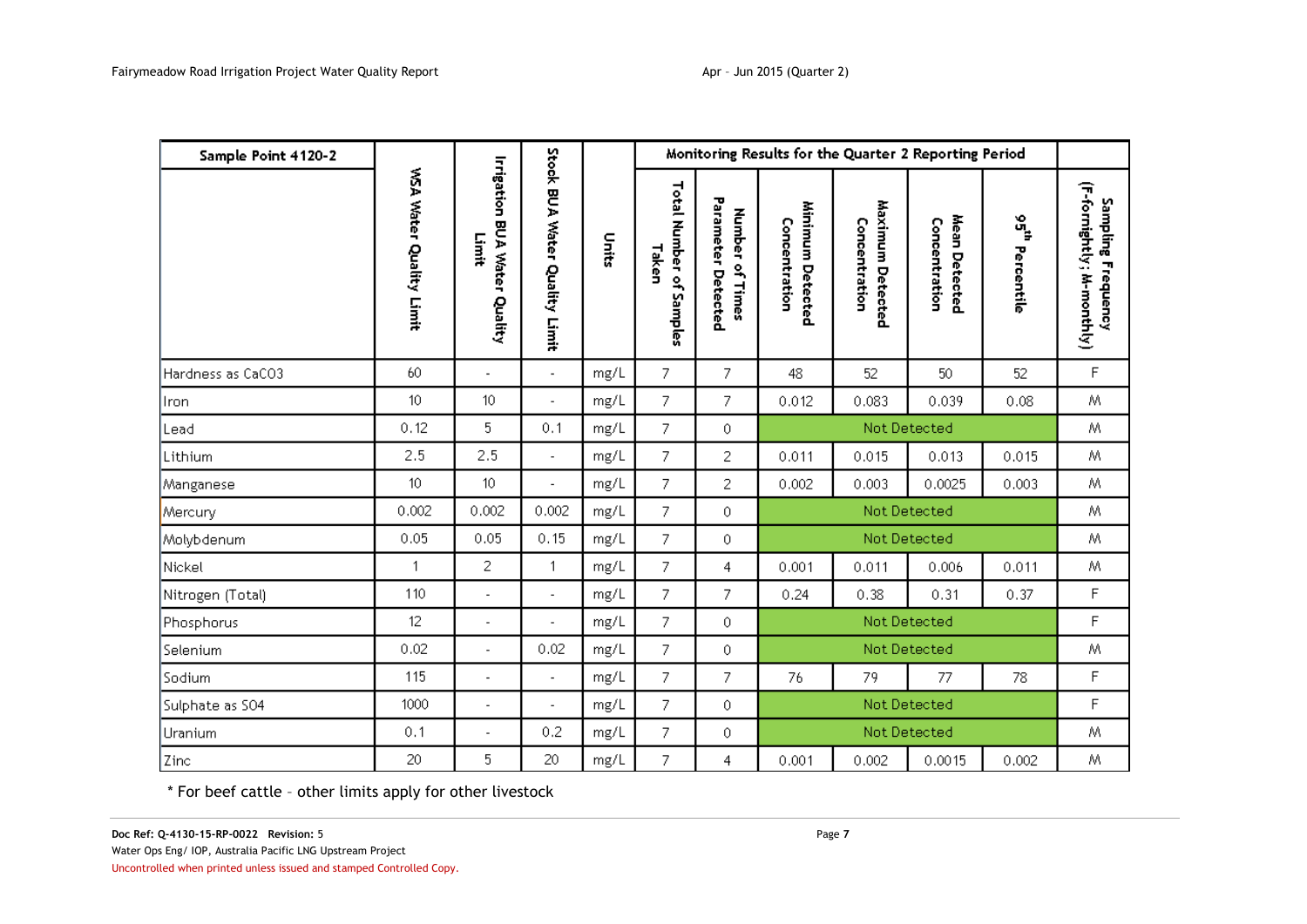| Sample Point 4120-2 | WSA Water Quality Limit | Irrigation BUA Water Quality Limit | Stock BUA Water Quality Limit | Units | Monitoring Results for the Quarter 2 Reporting Period | | | | | | Sampling Frequency (F-fornightly; M-monthly) |
|---|---|---|---|---|---|---|---|---|---|---|---|
| | | | | | Total Number of Samples Taken | Number of Times Parameter Detected | Minimum Detected Concentration | Maximum Detected Concentration | Mean Detected Concentration | 95th Percentile | |
| Hardness as CaCO3 | 60 | - | - | mg/L | 7 | 7 | 48 | 52 | 50 | 52 | F |
| Iron | 10 | 10 | - | mg/L | 7 | 7 | 0.012 | 0.083 | 0.039 | 0.08 | M |
| Lead | 0.12 | 5 | 0.1 | mg/L | 7 | 0 | Not Detected | | | | M |
| Lithium | 2.5 | 2.5 | - | mg/L | 7 | 2 | 0.011 | 0.015 | 0.013 | 0.015 | M |
| Manganese | 10 | 10 | - | mg/L | 7 | 2 | 0.002 | 0.003 | 0.0025 | 0.003 | M |
| Mercury | 0.002 | 0.002 | 0.002 | mg/L | 7 | 0 | Not Detected | | | | M |
| Molybdenum | 0.05 | 0.05 | 0.15 | mg/L | 7 | 0 | Not Detected | | | | M |
| Nickel | 1 | 2 | 1 | mg/L | 7 | 4 | 0.001 | 0.011 | 0.006 | 0.011 | M |
| Nitrogen (Total) | 110 | - | - | mg/L | 7 | 7 | 0.24 | 0.38 | 0.31 | 0.37 | F |
| Phosphorus | 12 | - | - | mg/L | 7 | 0 | Not Detected | | | | F |
| Selenium | 0.02 | - | 0.02 | mg/L | 7 | 0 | Not Detected | | | | M |
| Sodium | 115 | - | - | mg/L | 7 | 7 | 76 | 79 | 77 | 78 | F |
| Sulphate as SO4 | 1000 | - | - | mg/L | 7 | 0 | Not Detected | | | | F |
| Uranium | 0.1 | - | 0.2 | mg/L | 7 | 0 | Not Detected | | | | M |
| Zinc | 20 | 5 | 20 | mg/L | 7 | 4 | 0.001 | 0.002 | 0.0015 | 0.002 | M |

* For beef cattle – other limits apply for other livestock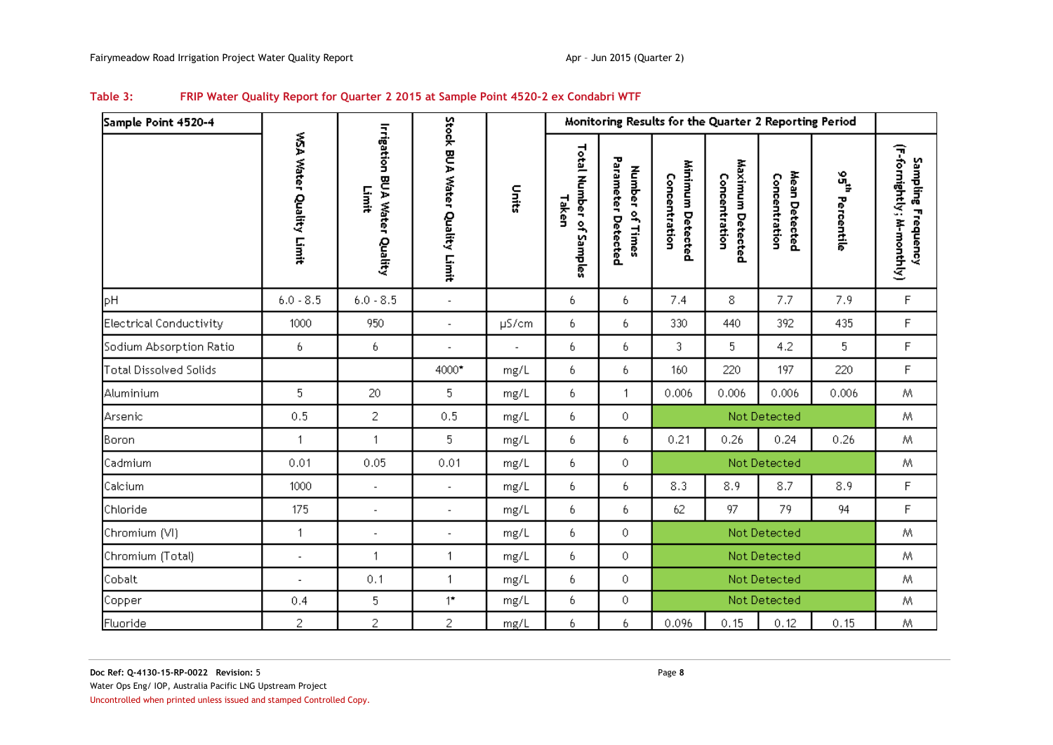**Table 3: FRIP Water Quality Report for Quarter 2 2015 at Sample Point 4520-2 ex Condabri WTF**

| Sample Point 4520-4 | WSA Water Quality Limit | Irrigation BUA Water Quality Limit | Stock BUA Water Quality Limit | Units | Monitoring Results for the Quarter 2 Reporting Period | | | | | | Sampling Frequency (F-fornightly; M-monthly) |
|---|---|---|---|---|---|---|---|---|---|---|---|
| | | | | | Total Number of Samples Taken | Number of Times Parameter Detected | Minimum Detected Concentration | Maximum Detected Concentration | Mean Detected Concentration | 95th Percentile | |
| pH | 6.0 - 8.5 | 6.0 - 8.5 | - | | 6 | 6 | 7.4 | 8 | 7.7 | 7.9 | F |
| Electrical Conductivity | 1000 | 950 | - | µS/cm | 6 | 6 | 330 | 440 | 392 | 435 | F |
| Sodium Absorption Ratio | 6 | 6 | - | - | 6 | 6 | 3 | 5 | 4.2 | 5 | F |
| Total Dissolved Solids | | | 4000* | mg/L | 6 | 6 | 160 | 220 | 197 | 220 | F |
| Aluminium | 5 | 20 | 5 | mg/L | 6 | 1 | 0.006 | 0.006 | 0.006 | 0.006 | M |
| Arsenic | 0.5 | 2 | 0.5 | mg/L | 6 | 0 | Not Detected | | | | M |
| Boron | 1 | 1 | 5 | mg/L | 6 | 6 | 0.21 | 0.26 | 0.24 | 0.26 | M |
| Cadmium | 0.01 | 0.05 | 0.01 | mg/L | 6 | 0 | Not Detected | | | | M |
| Calcium | 1000 | - | - | mg/L | 6 | 6 | 8.3 | 8.9 | 8.7 | 8.9 | F |
| Chloride | 175 | - | - | mg/L | 6 | 6 | 62 | 97 | 79 | 94 | F |
| Chromium (VI) | 1 | - | - | mg/L | 6 | 0 | Not Detected | | | | M |
| Chromium (Total) | - | 1 | 1 | mg/L | 6 | 0 | Not Detected | | | | M |
| Cobalt | - | 0.1 | 1 | mg/L | 6 | 0 | Not Detected | | | | M |
| Copper | 0.4 | 5 | 1* | mg/L | 6 | 0 | Not Detected | | | | M |
| Fluoride | 2 | 2 | 2 | mg/L | 6 | 6 | 0.096 | 0.15 | 0.12 | 0.15 | M |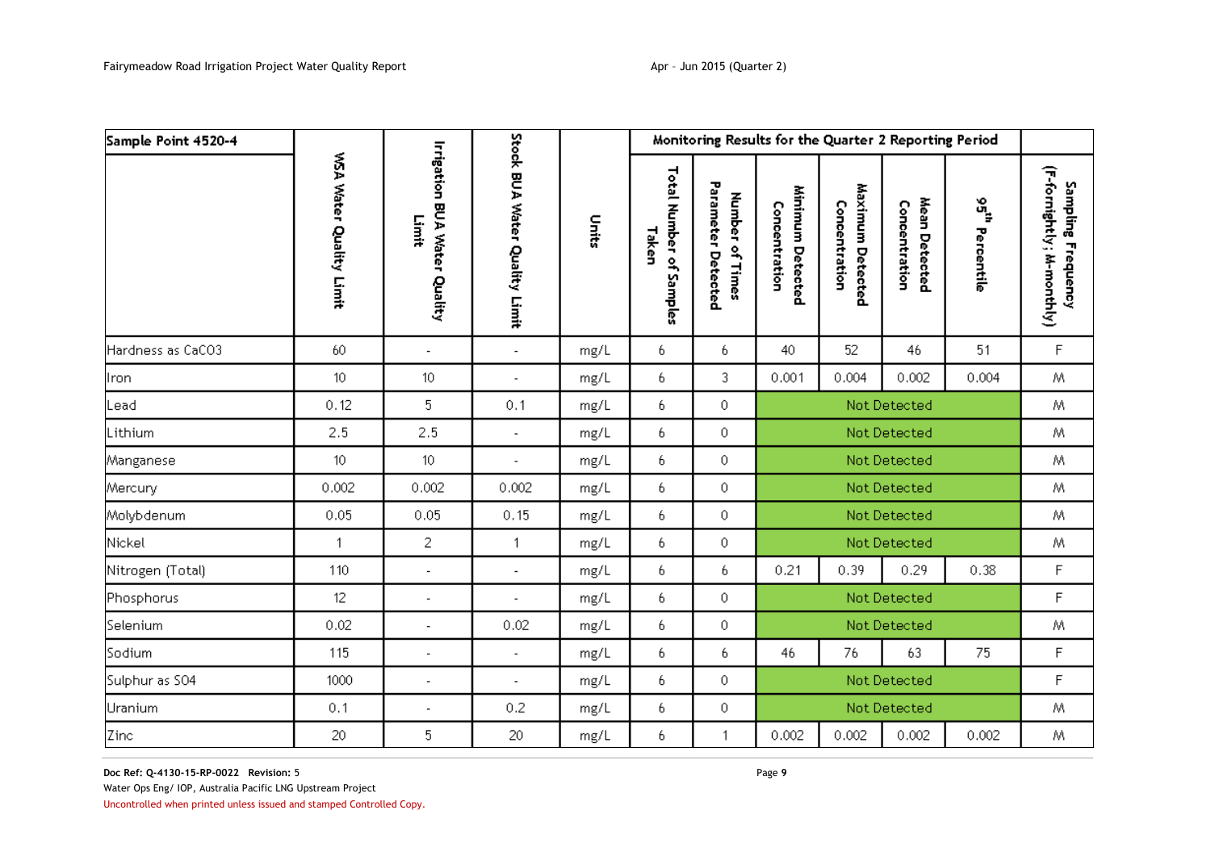| Sample Point 4520-4 | WSA Water Quality Limit | Irrigation BUA Water Quality Limit | Stock BUA Water Quality Limit | Units | Monitoring Results for the Quarter 2 Reporting Period | | | | | | Sampling Frequency (F-forinightly; M-monthly) |
|---|---|---|---|---|---|---|---|---|---|---|---|
| | | | | | Total Number of Samples Taken | Number of Times Parameter Detected | Minimum Detected Concentration | Maximum Detected Concentration | Mean Detected Concentration | 95th Percentile | |
| Hardness as CaCO3 | 60 | - | - | mg/L | 6 | 6 | 40 | 52 | 46 | 51 | F |
| Iron | 10 | 10 | - | mg/L | 6 | 3 | 0.001 | 0.004 | 0.002 | 0.004 | M |
| Lead | 0.12 | 5 | 0.1 | mg/L | 6 | 0 | Not Detected | | | | M |
| Lithium | 2.5 | 2.5 | - | mg/L | 6 | 0 | Not Detected | | | | M |
| Manganese | 10 | 10 | - | mg/L | 6 | 0 | Not Detected | | | | M |
| Mercury | 0.002 | 0.002 | 0.002 | mg/L | 6 | 0 | Not Detected | | | | M |
| Molybdenum | 0.05 | 0.05 | 0.15 | mg/L | 6 | 0 | Not Detected | | | | M |
| Nickel | 1 | 2 | 1 | mg/L | 6 | 0 | Not Detected | | | | M |
| Nitrogen (Total) | 110 | - | - | mg/L | 6 | 6 | 0.21 | 0.39 | 0.29 | 0.38 | F |
| Phosphorus | 12 | - | - | mg/L | 6 | 0 | Not Detected | | | | F |
| Selenium | 0.02 | - | 0.02 | mg/L | 6 | 0 | Not Detected | | | | M |
| Sodium | 115 | - | - | mg/L | 6 | 6 | 46 | 76 | 63 | 75 | F |
| Sulphur as SO4 | 1000 | - | - | mg/L | 6 | 0 | Not Detected | | | | F |
| Uranium | 0.1 | - | 0.2 | mg/L | 6 | 0 | Not Detected | | | | M |
| Zinc | 20 | 5 | 20 | mg/L | 6 | 1 | 0.002 | 0.002 | 0.002 | 0.002 | M |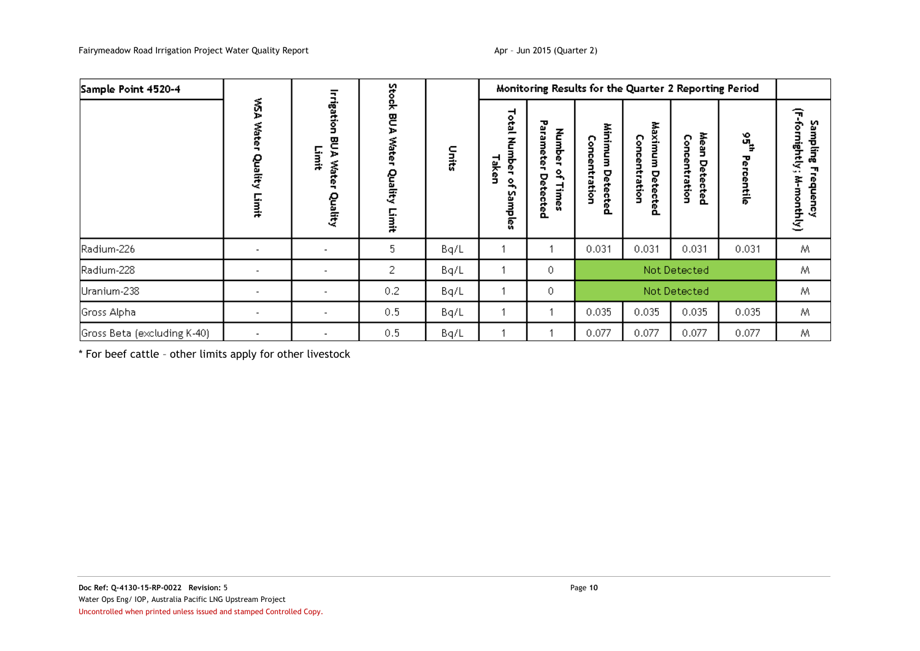| Sample Point 4520-4 | WSA Water Quality Limit | Irrigation BUA Water Quality Limit | Stock BUA Water Quality Limit | Units | Monitoring Results for the Quarter 2 Reporting Period | | | | | | Sampling Frequency (F-fornightly; M-monthly) |
|---|---|---|---|---|---|---|---|---|---|---|---|
| | | | | | Total Number of Samples Taken | Number of Times Parameter Detected | Minimum Detected Concentration | Maximum Detected Concentration | Mean Detected Concentration | $95^{th}$ Percentile | |
| Radium-226 | - | - | 5 | Bq/L | 1 | 1 | 0.031 | 0.031 | 0.031 | 0.031 | M |
| Radium-228 | - | - | 2 | Bq/L | 1 | 0 | Not Detected | | | | M |
| Uranium-238 | - | - | 0.2 | Bq/L | 1 | 0 | Not Detected | | | | M |
| Gross Alpha | - | - | 0.5 | Bq/L | 1 | 1 | 0.035 | 0.035 | 0.035 | 0.035 | M |
| Gross Beta (excluding K-40) | - | - | 0.5 | Bq/L | 1 | 1 | 0.077 | 0.077 | 0.077 | 0.077 | M |

* For beef cattle – other limits apply for other livestock